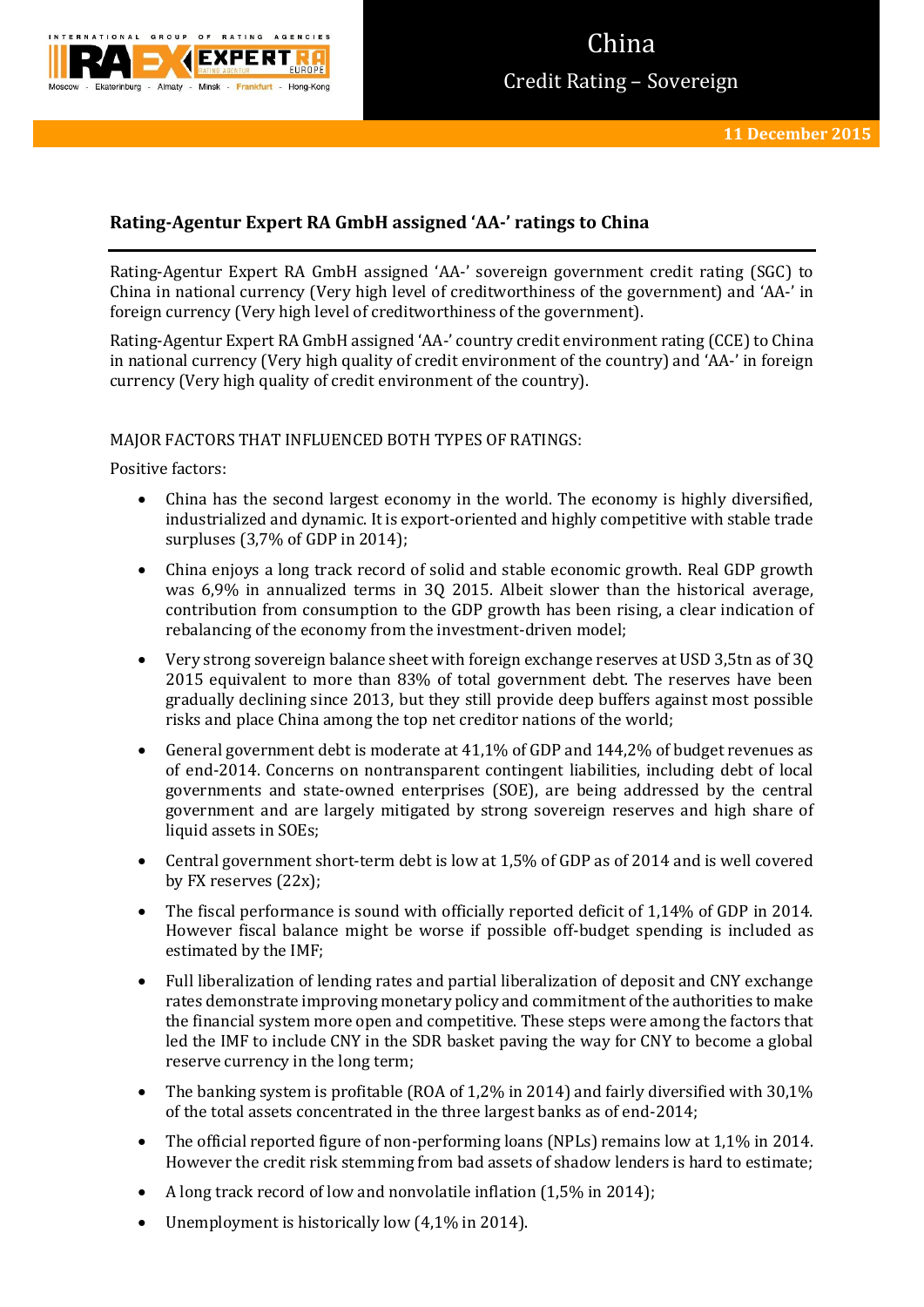# China

## Credit Rating – Sovereign

**11 December 2015**

## Rating-Agentur Expert RA GmbH assigned 'AA-' ratings to China

Rating-Agentur Expert RA GmbH assigned 'AA-' sovereign government credit rating (SGC) to China in national currency (Very high level of creditworthiness of the government) and 'AA-' in foreign currency (Very high level of creditworthiness of the government).

Rating-Agentur Expert RA GmbH assigned 'AA-' country credit environment rating (CCE) to China in national currency (Very high quality of credit environment of the country) and 'AA-' in foreign currency (Very high quality of credit environment of the country).

MAJOR FACTORS THAT INFLUENCED BOTH TYPES OF RATINGS:

Positive factors:

- China has the second largest economy in the world. The economy is highly diversified, industrialized and dynamic. It is export-oriented and highly competitive with stable trade surpluses (3,7% of GDP in 2014);
- China enjoys a long track record of solid and stable economic growth. Real GDP growth was 6,9% in annualized terms in 3Q 2015. Albeit slower than the historical average, contribution from consumption to the GDP growth has been rising, a clear indication of rebalancing of the economy from the investment-driven model;
- Very strong sovereign balance sheet with foreign exchange reserves at USD 3,5tn as of 3Q 2015 equivalent to more than 83% of total government debt. The reserves have been gradually declining since 2013, but they still provide deep buffers against most possible risks and place China among the top net creditor nations of the world;
- General government debt is moderate at 41,1% of GDP and 144,2% of budget revenues as of end-2014. Concerns on nontransparent contingent liabilities, including debt of local governments and state-owned enterprises (SOE), are being addressed by the central government and are largely mitigated by strong sovereign reserves and high share of liquid assets in SOEs;
- Central government short-term debt is low at 1,5% of GDP as of 2014 and is well covered by FX reserves (22x);
- The fiscal performance is sound with officially reported deficit of 1,14% of GDP in 2014. However fiscal balance might be worse if possible off-budget spending is included as estimated by the IMF;
- Full liberalization of lending rates and partial liberalization of deposit and CNY exchange rates demonstrate improving monetary policy and commitment of the authorities to make the financial system more open and competitive. These steps were among the factors that led the IMF to include CNY in the SDR basket paving the way for CNY to become a global reserve currency in the long term;
- The banking system is profitable (ROA of 1,2% in 2014) and fairly diversified with 30,1% of the total assets concentrated in the three largest banks as of end-2014;
- The official reported figure of non-performing loans (NPLs) remains low at 1,1% in 2014. However the credit risk stemming from bad assets of shadow lenders is hard to estimate;
- A long track record of low and nonvolatile inflation (1,5% in 2014);
- Unemployment is historically low (4,1% in 2014).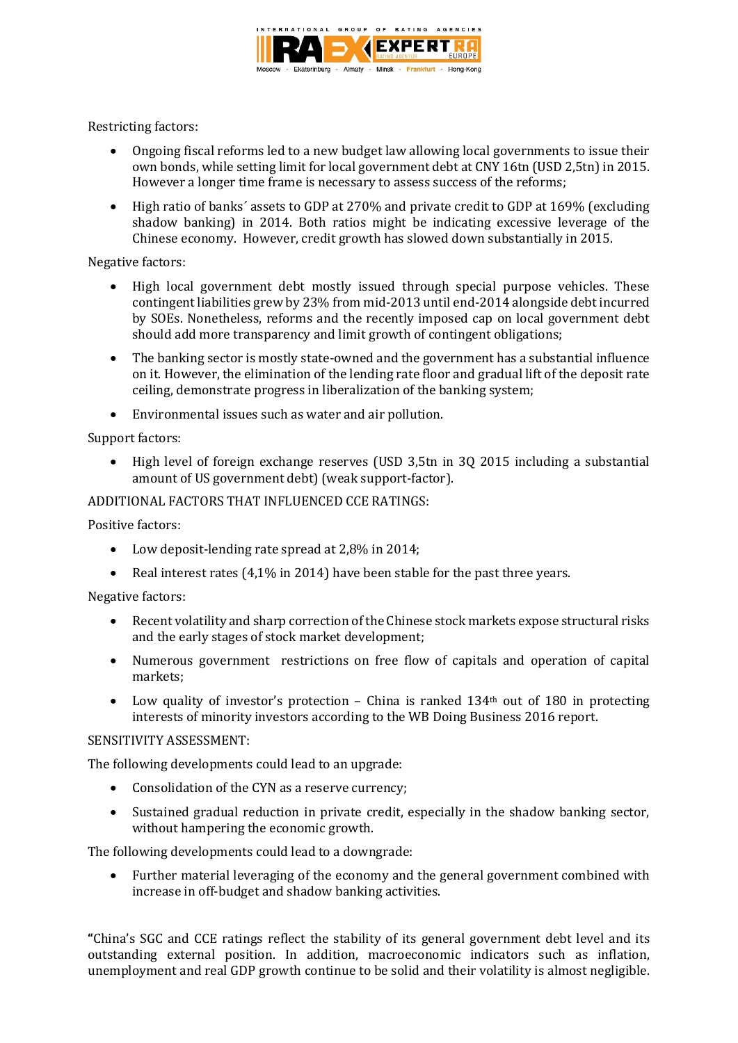Restricting factors:

- Ongoing fiscal reforms led to a new budget law allowing local governments to issue their own bonds, while setting limit for local government debt at CNY 16tn (USD 2,5tn) in 2015. However a longer time frame is necessary to assess success of the reforms;
- High ratio of banks´ assets to GDP at 270% and private credit to GDP at 169% (excluding shadow banking) in 2014. Both ratios might be indicating excessive leverage of the Chinese economy. However, credit growth has slowed down substantially in 2015.

Negative factors:

- High local government debt mostly issued through special purpose vehicles. These contingent liabilities grew by 23% from mid-2013 until end-2014 alongside debt incurred by SOEs. Nonetheless, reforms and the recently imposed cap on local government debt should add more transparency and limit growth of contingent obligations;
- The banking sector is mostly state-owned and the government has a substantial influence on it. However, the elimination of the lending rate floor and gradual lift of the deposit rate ceiling, demonstrate progress in liberalization of the banking system;
- Environmental issues such as water and air pollution.

Support factors:

- High level of foreign exchange reserves (USD 3,5tn in 3Q 2015 including a substantial amount of US government debt) (weak support-factor).

ADDITIONAL FACTORS THAT INFLUENCED CCE RATINGS:

Positive factors:

- Low deposit-lending rate spread at 2,8% in 2014;
- Real interest rates (4,1% in 2014) have been stable for the past three years.

Negative factors:

- Recent volatility and sharp correction of the Chinese stock markets expose structural risks and the early stages of stock market development;
- Numerous government restrictions on free flow of capitals and operation of capital markets;
- Low quality of investor's protection – China is ranked 134th out of 180 in protecting interests of minority investors according to the WB Doing Business 2016 report.

SENSITIVITY ASSESSMENT:

The following developments could lead to an upgrade:

- Consolidation of the CYN as a reserve currency;
- Sustained gradual reduction in private credit, especially in the shadow banking sector, without hampering the economic growth.

The following developments could lead to a downgrade:

- Further material leveraging of the economy and the general government combined with increase in off-budget and shadow banking activities.

"China's SGC and CCE ratings reflect the stability of its general government debt level and its outstanding external position. In addition, macroeconomic indicators such as inflation, unemployment and real GDP growth continue to be solid and their volatility is almost negligible.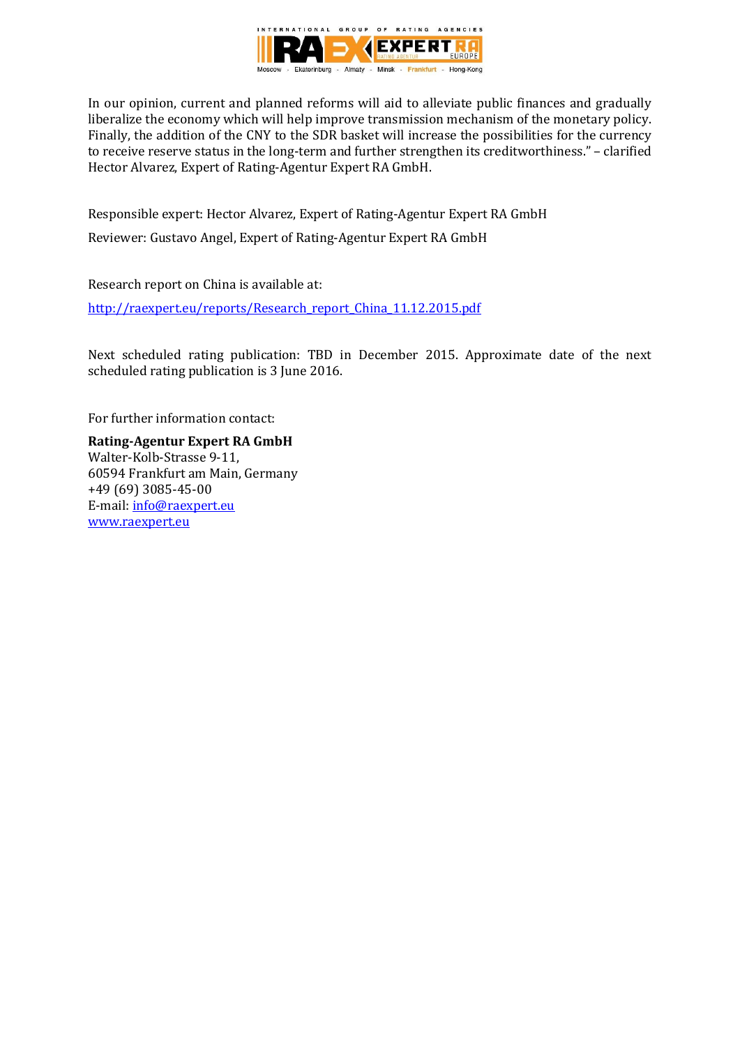In our opinion, current and planned reforms will aid to alleviate public finances and gradually liberalize the economy which will help improve transmission mechanism of the monetary policy. Finally, the addition of the CNY to the SDR basket will increase the possibilities for the currency to receive reserve status in the long-term and further strengthen its creditworthiness." – clarified Hector Alvarez, Expert of Rating-Agentur Expert RA GmbH.

Responsible expert: Hector Alvarez, Expert of Rating-Agentur Expert RA GmbH

Reviewer: Gustavo Angel, Expert of Rating-Agentur Expert RA GmbH

Research report on China is available at:

[http://raexpert.eu/reports/Research_report_China_11.12.2015.pdf](http://raexpert.eu/reports/Research_report_China_11.12.2015.pdf)

Next scheduled rating publication: TBD in December 2015. Approximate date of the next scheduled rating publication is 3 June 2016.

For further information contact:

**Rating-Agentur Expert RA GmbH**
Walter-Kolb-Strasse 9-11,
60594 Frankfurt am Main, Germany
+49 (69) 3085-45-00
E-mail: [info@raexpert.eu](mailto:info@raexpert.eu)
[www.raexpert.eu](http://www.raexpert.eu)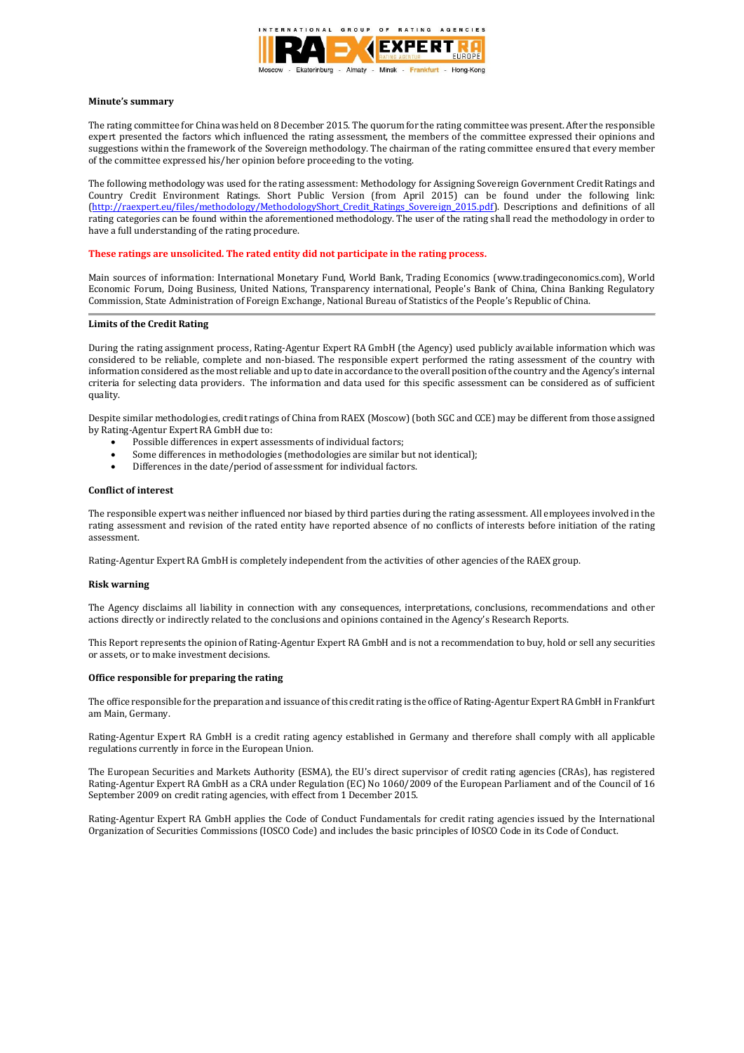**Minute's summary**

The rating committee for China was held on 8 December 2015. The quorum for the rating committee was present. After the responsible expert presented the factors which influenced the rating assessment, the members of the committee expressed their opinions and suggestions within the framework of the Sovereign methodology. The chairman of the rating committee ensured that every member of the committee expressed his/her opinion before proceeding to the voting.

The following methodology was used for the rating assessment: Methodology for Assigning Sovereign Government Credit Ratings and Country Credit Environment Ratings. Short Public Version (from April 2015) can be found under the following link: (http://raexpert.eu/files/methodology/MethodologyShort_Credit_Ratings_Sovereign_2015.pdf). Descriptions and definitions of all rating categories can be found within the aforementioned methodology. The user of the rating shall read the methodology in order to have a full understanding of the rating procedure.

**These ratings are unsolicited. The rated entity did not participate in the rating process.**

Main sources of information: International Monetary Fund, World Bank, Trading Economics (www.tradingeconomics.com), World Economic Forum, Doing Business, United Nations, Transparency international, People's Bank of China, China Banking Regulatory Commission, State Administration of Foreign Exchange, National Bureau of Statistics of the People's Republic of China.

---

**Limits of the Credit Rating**

During the rating assignment process, Rating-Agentur Expert RA GmbH (the Agency) used publicly available information which was considered to be reliable, complete and non-biased. The responsible expert performed the rating assessment of the country with information considered as the most reliable and up to date in accordance to the overall position of the country and the Agency's internal criteria for selecting data providers. The information and data used for this specific assessment can be considered as of sufficient quality.

Despite similar methodologies, credit ratings of China from RAEX (Moscow) (both SGC and CCE) may be different from those assigned by Rating-Agentur Expert RA GmbH due to:

- Possible differences in expert assessments of individual factors;
- Some differences in methodologies (methodologies are similar but not identical);
- Differences in the date/period of assessment for individual factors.

**Conflict of interest**

The responsible expert was neither influenced nor biased by third parties during the rating assessment. All employees involved in the rating assessment and revision of the rated entity have reported absence of no conflicts of interests before initiation of the rating assessment.

Rating-Agentur Expert RA GmbH is completely independent from the activities of other agencies of the RAEX group.

**Risk warning**

The Agency disclaims all liability in connection with any consequences, interpretations, conclusions, recommendations and other actions directly or indirectly related to the conclusions and opinions contained in the Agency's Research Reports.

This Report represents the opinion of Rating-Agentur Expert RA GmbH and is not a recommendation to buy, hold or sell any securities or assets, or to make investment decisions.

**Office responsible for preparing the rating**

The office responsible for the preparation and issuance of this credit rating is the office of Rating-Agentur Expert RA GmbH in Frankfurt am Main, Germany.

Rating-Agentur Expert RA GmbH is a credit rating agency established in Germany and therefore shall comply with all applicable regulations currently in force in the European Union.

The European Securities and Markets Authority (ESMA), the EU's direct supervisor of credit rating agencies (CRAs), has registered Rating-Agentur Expert RA GmbH as a CRA under Regulation (EC) No 1060/2009 of the European Parliament and of the Council of 16 September 2009 on credit rating agencies, with effect from 1 December 2015.

Rating-Agentur Expert RA GmbH applies the Code of Conduct Fundamentals for credit rating agencies issued by the International Organization of Securities Commissions (IOSCO Code) and includes the basic principles of IOSCO Code in its Code of Conduct.